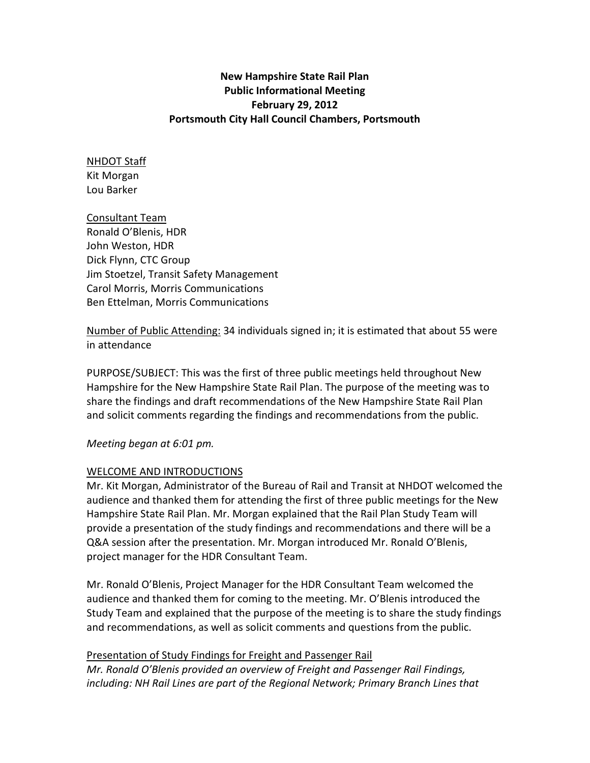# New Hampshire State Rail Plan
## Public Informational Meeting
## February 29, 2012
## Portsmouth City Hall Council Chambers, Portsmouth

<u>NHDOT Staff</u>
Kit Morgan
Lou Barker

<u>Consultant Team</u>
Ronald O'Blenis, HDR
John Weston, HDR
Dick Flynn, CTC Group
Jim Stoetzel, Transit Safety Management
Carol Morris, Morris Communications
Ben Ettelman, Morris Communications

<u>Number of Public Attending:</u> 34 individuals signed in; it is estimated that about 55 were in attendance

PURPOSE/SUBJECT: This was the first of three public meetings held throughout New Hampshire for the New Hampshire State Rail Plan. The purpose of the meeting was to share the findings and draft recommendations of the New Hampshire State Rail Plan and solicit comments regarding the findings and recommendations from the public.

*Meeting began at 6:01 pm.*

<u>WELCOME AND INTRODUCTIONS</u>

Mr. Kit Morgan, Administrator of the Bureau of Rail and Transit at NHDOT welcomed the audience and thanked them for attending the first of three public meetings for the New Hampshire State Rail Plan. Mr. Morgan explained that the Rail Plan Study Team will provide a presentation of the study findings and recommendations and there will be a Q&A session after the presentation. Mr. Morgan introduced Mr. Ronald O'Blenis, project manager for the HDR Consultant Team.

Mr. Ronald O'Blenis, Project Manager for the HDR Consultant Team welcomed the audience and thanked them for coming to the meeting. Mr. O'Blenis introduced the Study Team and explained that the purpose of the meeting is to share the study findings and recommendations, as well as solicit comments and questions from the public.

<u>Presentation of Study Findings for Freight and Passenger Rail</u>

*Mr. Ronald O'Blenis provided an overview of Freight and Passenger Rail Findings, including: NH Rail Lines are part of the Regional Network; Primary Branch Lines that*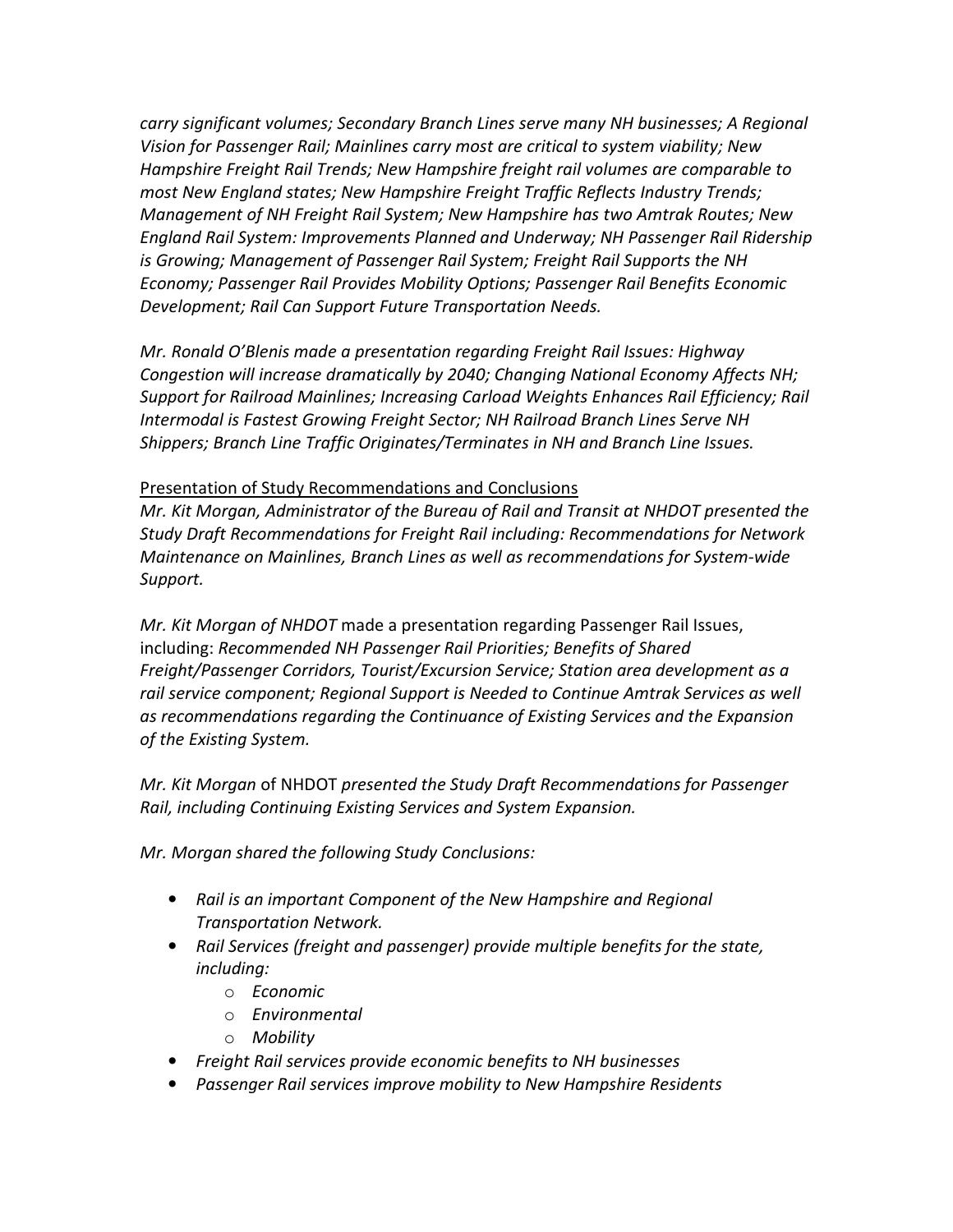*carry significant volumes; Secondary Branch Lines serve many NH businesses; A Regional Vision for Passenger Rail; Mainlines carry most are critical to system viability; New Hampshire Freight Rail Trends; New Hampshire freight rail volumes are comparable to most New England states; New Hampshire Freight Traffic Reflects Industry Trends; Management of NH Freight Rail System; New Hampshire has two Amtrak Routes; New England Rail System: Improvements Planned and Underway; NH Passenger Rail Ridership is Growing; Management of Passenger Rail System; Freight Rail Supports the NH Economy; Passenger Rail Provides Mobility Options; Passenger Rail Benefits Economic Development; Rail Can Support Future Transportation Needs.*

*Mr. Ronald O'Blenis made a presentation regarding Freight Rail Issues: Highway Congestion will increase dramatically by 2040; Changing National Economy Affects NH; Support for Railroad Mainlines; Increasing Carload Weights Enhances Rail Efficiency; Rail Intermodal is Fastest Growing Freight Sector; NH Railroad Branch Lines Serve NH Shippers; Branch Line Traffic Originates/Terminates in NH and Branch Line Issues.*

<u>Presentation of Study Recommendations and Conclusions</u>

*Mr. Kit Morgan, Administrator of the Bureau of Rail and Transit at NHDOT presented the Study Draft Recommendations for Freight Rail including: Recommendations for Network Maintenance on Mainlines, Branch Lines as well as recommendations for System-wide Support.*

*Mr. Kit Morgan of NHDOT* made a presentation regarding Passenger Rail Issues, including: *Recommended NH Passenger Rail Priorities; Benefits of Shared Freight/Passenger Corridors, Tourist/Excursion Service; Station area development as a rail service component; Regional Support is Needed to Continue Amtrak Services as well as recommendations regarding the Continuance of Existing Services and the Expansion of the Existing System.*

*Mr. Kit Morgan* of NHDOT *presented the Study Draft Recommendations for Passenger Rail, including Continuing Existing Services and System Expansion.*

*Mr. Morgan shared the following Study Conclusions:*

- *Rail is an important Component of the New Hampshire and Regional Transportation Network.*
- *Rail Services (freight and passenger) provide multiple benefits for the state, including:*
  - *Economic*
  - *Environmental*
  - *Mobility*
- *Freight Rail services provide economic benefits to NH businesses*
- *Passenger Rail services improve mobility to New Hampshire Residents*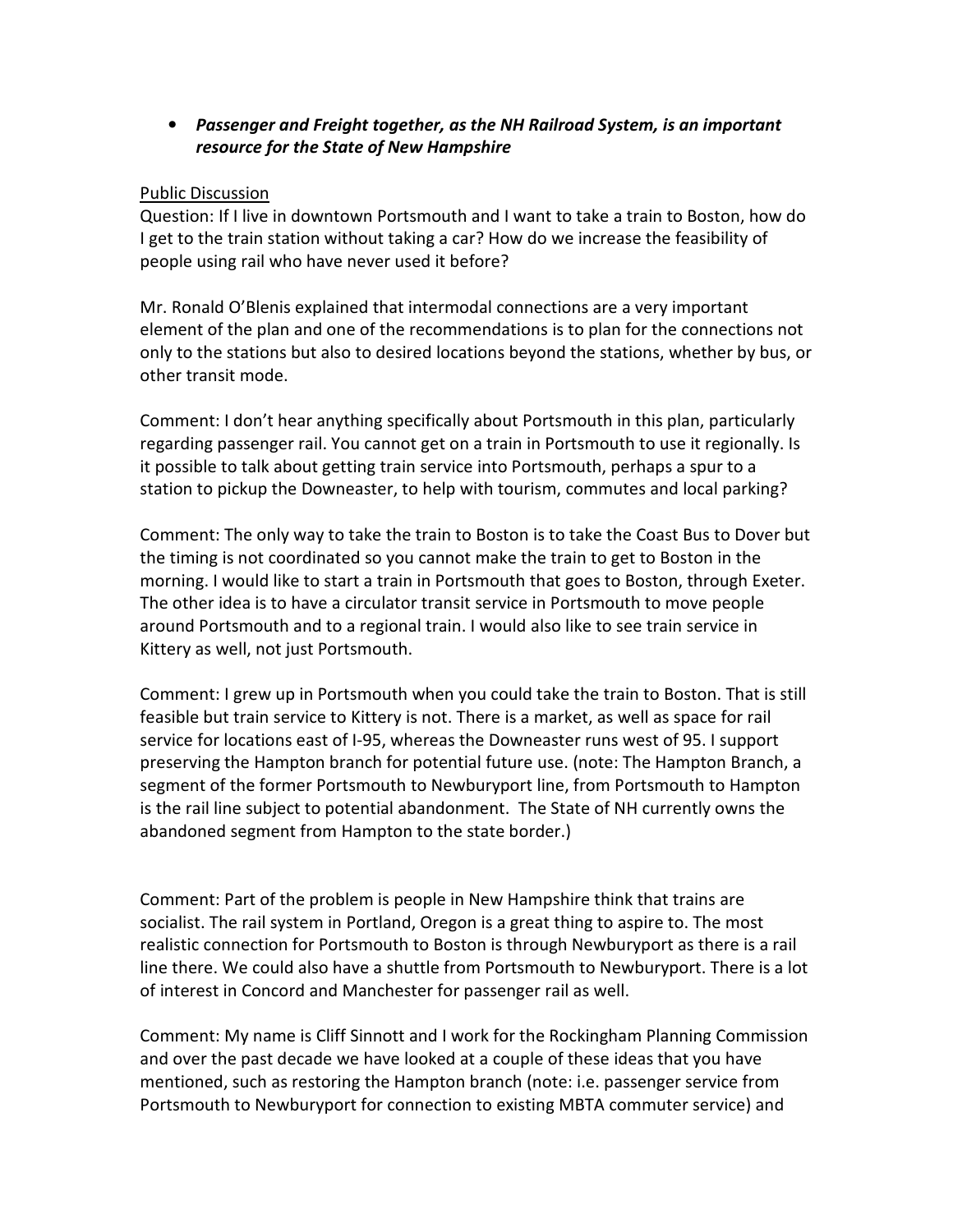- ***Passenger and Freight together, as the NH Railroad System, is an important resource for the State of New Hampshire***

<u>Public Discussion</u>

Question: If I live in downtown Portsmouth and I want to take a train to Boston, how do I get to the train station without taking a car? How do we increase the feasibility of people using rail who have never used it before?

Mr. Ronald O'Blenis explained that intermodal connections are a very important element of the plan and one of the recommendations is to plan for the connections not only to the stations but also to desired locations beyond the stations, whether by bus, or other transit mode.

Comment: I don't hear anything specifically about Portsmouth in this plan, particularly regarding passenger rail. You cannot get on a train in Portsmouth to use it regionally. Is it possible to talk about getting train service into Portsmouth, perhaps a spur to a station to pickup the Downeaster, to help with tourism, commutes and local parking?

Comment: The only way to take the train to Boston is to take the Coast Bus to Dover but the timing is not coordinated so you cannot make the train to get to Boston in the morning. I would like to start a train in Portsmouth that goes to Boston, through Exeter. The other idea is to have a circulator transit service in Portsmouth to move people around Portsmouth and to a regional train. I would also like to see train service in Kittery as well, not just Portsmouth.

Comment: I grew up in Portsmouth when you could take the train to Boston. That is still feasible but train service to Kittery is not. There is a market, as well as space for rail service for locations east of I-95, whereas the Downeaster runs west of 95. I support preserving the Hampton branch for potential future use. (note: The Hampton Branch, a segment of the former Portsmouth to Newburyport line, from Portsmouth to Hampton is the rail line subject to potential abandonment. The State of NH currently owns the abandoned segment from Hampton to the state border.)

Comment: Part of the problem is people in New Hampshire think that trains are socialist. The rail system in Portland, Oregon is a great thing to aspire to. The most realistic connection for Portsmouth to Boston is through Newburyport as there is a rail line there. We could also have a shuttle from Portsmouth to Newburyport. There is a lot of interest in Concord and Manchester for passenger rail as well.

Comment: My name is Cliff Sinnott and I work for the Rockingham Planning Commission and over the past decade we have looked at a couple of these ideas that you have mentioned, such as restoring the Hampton branch (note: i.e. passenger service from Portsmouth to Newburyport for connection to existing MBTA commuter service) and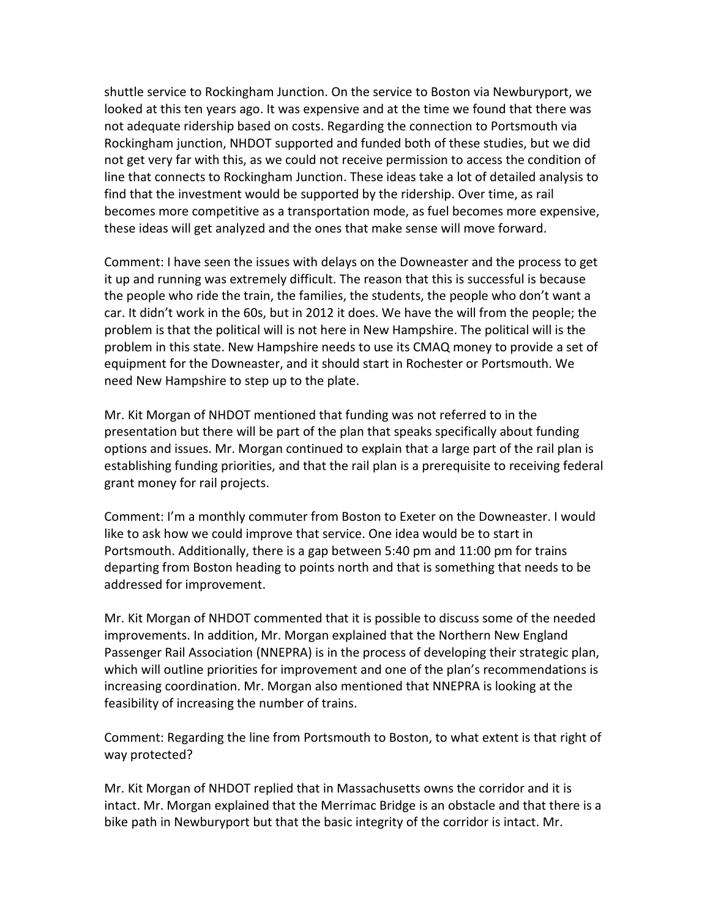shuttle service to Rockingham Junction. On the service to Boston via Newburyport, we looked at this ten years ago. It was expensive and at the time we found that there was not adequate ridership based on costs. Regarding the connection to Portsmouth via Rockingham junction, NHDOT supported and funded both of these studies, but we did not get very far with this, as we could not receive permission to access the condition of line that connects to Rockingham Junction. These ideas take a lot of detailed analysis to find that the investment would be supported by the ridership. Over time, as rail becomes more competitive as a transportation mode, as fuel becomes more expensive, these ideas will get analyzed and the ones that make sense will move forward.

Comment: I have seen the issues with delays on the Downeaster and the process to get it up and running was extremely difficult. The reason that this is successful is because the people who ride the train, the families, the students, the people who don't want a car. It didn't work in the 60s, but in 2012 it does. We have the will from the people; the problem is that the political will is not here in New Hampshire. The political will is the problem in this state. New Hampshire needs to use its CMAQ money to provide a set of equipment for the Downeaster, and it should start in Rochester or Portsmouth. We need New Hampshire to step up to the plate.

Mr. Kit Morgan of NHDOT mentioned that funding was not referred to in the presentation but there will be part of the plan that speaks specifically about funding options and issues. Mr. Morgan continued to explain that a large part of the rail plan is establishing funding priorities, and that the rail plan is a prerequisite to receiving federal grant money for rail projects.

Comment: I'm a monthly commuter from Boston to Exeter on the Downeaster. I would like to ask how we could improve that service. One idea would be to start in Portsmouth. Additionally, there is a gap between 5:40 pm and 11:00 pm for trains departing from Boston heading to points north and that is something that needs to be addressed for improvement.

Mr. Kit Morgan of NHDOT commented that it is possible to discuss some of the needed improvements. In addition, Mr. Morgan explained that the Northern New England Passenger Rail Association (NNEPRA) is in the process of developing their strategic plan, which will outline priorities for improvement and one of the plan's recommendations is increasing coordination. Mr. Morgan also mentioned that NNEPRA is looking at the feasibility of increasing the number of trains.

Comment: Regarding the line from Portsmouth to Boston, to what extent is that right of way protected?

Mr. Kit Morgan of NHDOT replied that in Massachusetts owns the corridor and it is intact. Mr. Morgan explained that the Merrimac Bridge is an obstacle and that there is a bike path in Newburyport but that the basic integrity of the corridor is intact. Mr.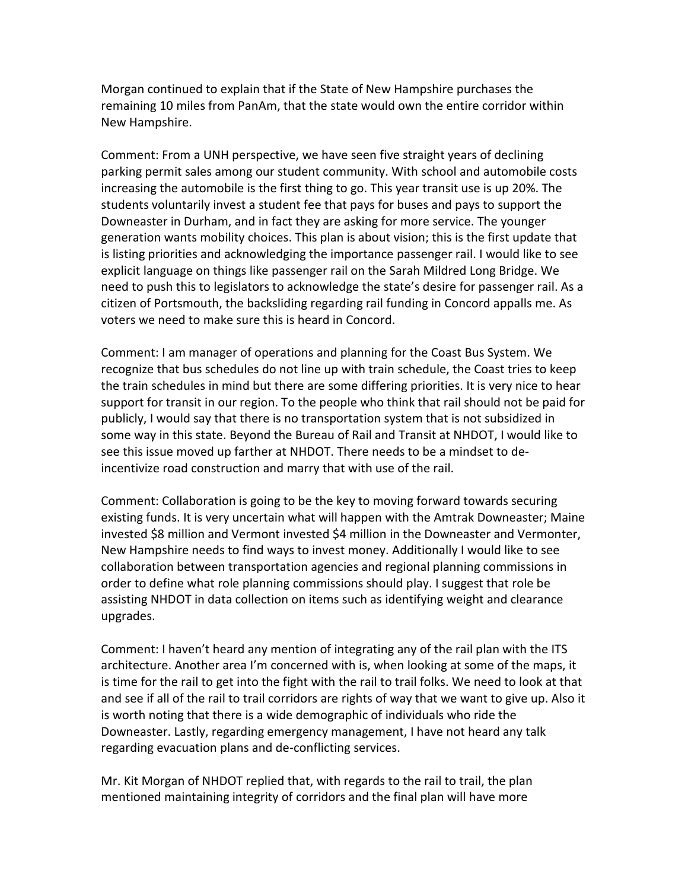Morgan continued to explain that if the State of New Hampshire purchases the remaining 10 miles from PanAm, that the state would own the entire corridor within New Hampshire.

Comment: From a UNH perspective, we have seen five straight years of declining parking permit sales among our student community. With school and automobile costs increasing the automobile is the first thing to go. This year transit use is up 20%. The students voluntarily invest a student fee that pays for buses and pays to support the Downeaster in Durham, and in fact they are asking for more service. The younger generation wants mobility choices. This plan is about vision; this is the first update that is listing priorities and acknowledging the importance passenger rail. I would like to see explicit language on things like passenger rail on the Sarah Mildred Long Bridge. We need to push this to legislators to acknowledge the state's desire for passenger rail. As a citizen of Portsmouth, the backsliding regarding rail funding in Concord appalls me. As voters we need to make sure this is heard in Concord.

Comment: I am manager of operations and planning for the Coast Bus System. We recognize that bus schedules do not line up with train schedule, the Coast tries to keep the train schedules in mind but there are some differing priorities. It is very nice to hear support for transit in our region. To the people who think that rail should not be paid for publicly, I would say that there is no transportation system that is not subsidized in some way in this state. Beyond the Bureau of Rail and Transit at NHDOT, I would like to see this issue moved up farther at NHDOT. There needs to be a mindset to de-incentivize road construction and marry that with use of the rail.

Comment: Collaboration is going to be the key to moving forward towards securing existing funds. It is very uncertain what will happen with the Amtrak Downeaster; Maine invested $8 million and Vermont invested $4 million in the Downeaster and Vermonter, New Hampshire needs to find ways to invest money. Additionally I would like to see collaboration between transportation agencies and regional planning commissions in order to define what role planning commissions should play. I suggest that role be assisting NHDOT in data collection on items such as identifying weight and clearance upgrades.

Comment: I haven't heard any mention of integrating any of the rail plan with the ITS architecture. Another area I'm concerned with is, when looking at some of the maps, it is time for the rail to get into the fight with the rail to trail folks. We need to look at that and see if all of the rail to trail corridors are rights of way that we want to give up. Also it is worth noting that there is a wide demographic of individuals who ride the Downeaster. Lastly, regarding emergency management, I have not heard any talk regarding evacuation plans and de-conflicting services.

Mr. Kit Morgan of NHDOT replied that, with regards to the rail to trail, the plan mentioned maintaining integrity of corridors and the final plan will have more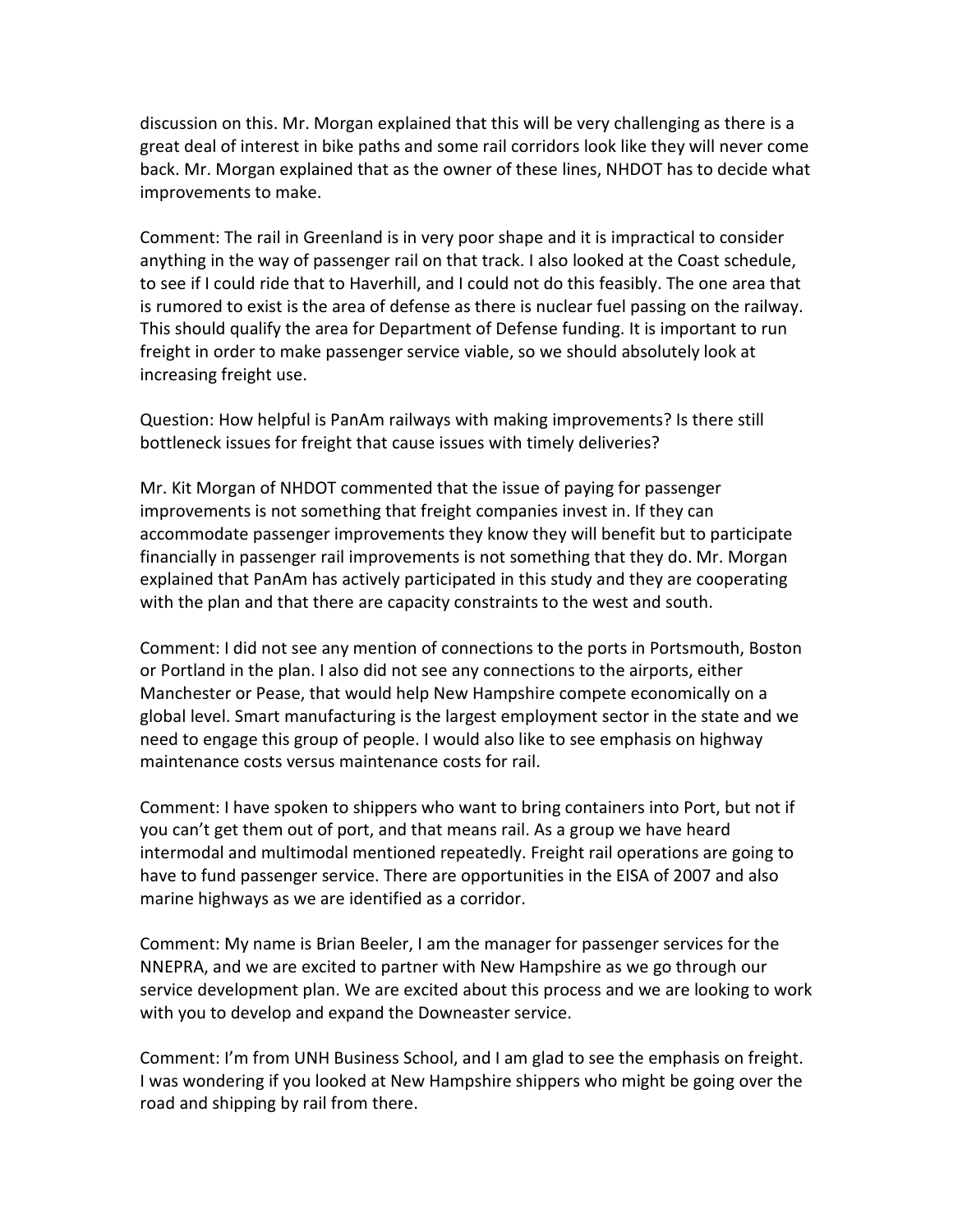discussion on this. Mr. Morgan explained that this will be very challenging as there is a great deal of interest in bike paths and some rail corridors look like they will never come back. Mr. Morgan explained that as the owner of these lines, NHDOT has to decide what improvements to make.

Comment: The rail in Greenland is in very poor shape and it is impractical to consider anything in the way of passenger rail on that track. I also looked at the Coast schedule, to see if I could ride that to Haverhill, and I could not do this feasibly. The one area that is rumored to exist is the area of defense as there is nuclear fuel passing on the railway. This should qualify the area for Department of Defense funding. It is important to run freight in order to make passenger service viable, so we should absolutely look at increasing freight use.

Question: How helpful is PanAm railways with making improvements? Is there still bottleneck issues for freight that cause issues with timely deliveries?

Mr. Kit Morgan of NHDOT commented that the issue of paying for passenger improvements is not something that freight companies invest in. If they can accommodate passenger improvements they know they will benefit but to participate financially in passenger rail improvements is not something that they do. Mr. Morgan explained that PanAm has actively participated in this study and they are cooperating with the plan and that there are capacity constraints to the west and south.

Comment: I did not see any mention of connections to the ports in Portsmouth, Boston or Portland in the plan. I also did not see any connections to the airports, either Manchester or Pease, that would help New Hampshire compete economically on a global level. Smart manufacturing is the largest employment sector in the state and we need to engage this group of people. I would also like to see emphasis on highway maintenance costs versus maintenance costs for rail.

Comment: I have spoken to shippers who want to bring containers into Port, but not if you can't get them out of port, and that means rail. As a group we have heard intermodal and multimodal mentioned repeatedly. Freight rail operations are going to have to fund passenger service. There are opportunities in the EISA of 2007 and also marine highways as we are identified as a corridor.

Comment: My name is Brian Beeler, I am the manager for passenger services for the NNEPRA, and we are excited to partner with New Hampshire as we go through our service development plan. We are excited about this process and we are looking to work with you to develop and expand the Downeaster service.

Comment: I'm from UNH Business School, and I am glad to see the emphasis on freight. I was wondering if you looked at New Hampshire shippers who might be going over the road and shipping by rail from there.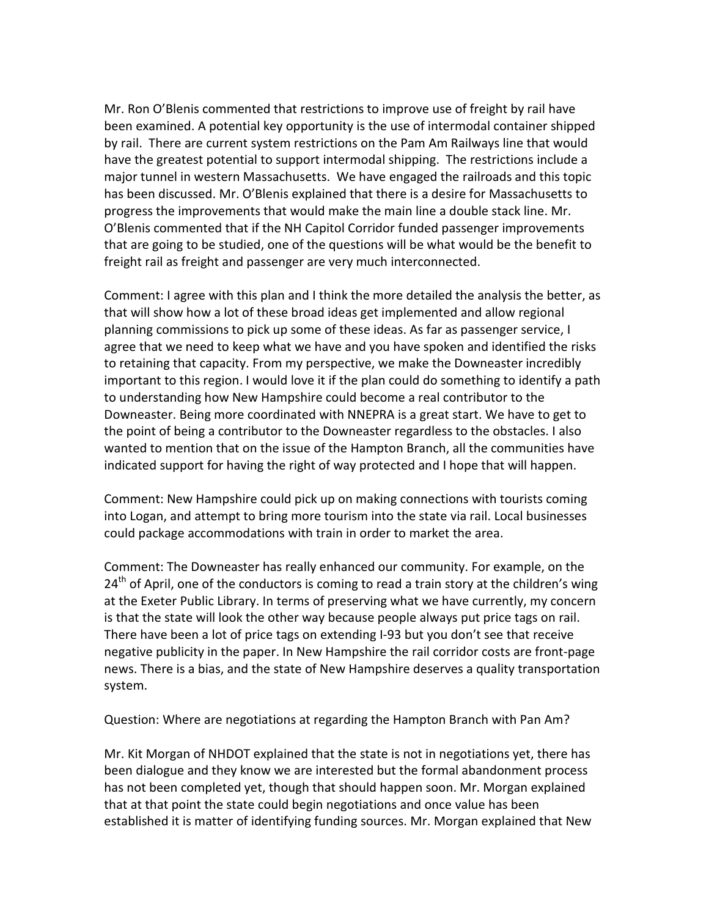Mr. Ron O'Blenis commented that restrictions to improve use of freight by rail have been examined. A potential key opportunity is the use of intermodal container shipped by rail. There are current system restrictions on the Pam Am Railways line that would have the greatest potential to support intermodal shipping. The restrictions include a major tunnel in western Massachusetts. We have engaged the railroads and this topic has been discussed. Mr. O'Blenis explained that there is a desire for Massachusetts to progress the improvements that would make the main line a double stack line. Mr. O'Blenis commented that if the NH Capitol Corridor funded passenger improvements that are going to be studied, one of the questions will be what would be the benefit to freight rail as freight and passenger are very much interconnected.

Comment: I agree with this plan and I think the more detailed the analysis the better, as that will show how a lot of these broad ideas get implemented and allow regional planning commissions to pick up some of these ideas. As far as passenger service, I agree that we need to keep what we have and you have spoken and identified the risks to retaining that capacity. From my perspective, we make the Downeaster incredibly important to this region. I would love it if the plan could do something to identify a path to understanding how New Hampshire could become a real contributor to the Downeaster. Being more coordinated with NNEPRA is a great start. We have to get to the point of being a contributor to the Downeaster regardless to the obstacles. I also wanted to mention that on the issue of the Hampton Branch, all the communities have indicated support for having the right of way protected and I hope that will happen.

Comment: New Hampshire could pick up on making connections with tourists coming into Logan, and attempt to bring more tourism into the state via rail. Local businesses could package accommodations with train in order to market the area.

Comment: The Downeaster has really enhanced our community. For example, on the 24th of April, one of the conductors is coming to read a train story at the children's wing at the Exeter Public Library. In terms of preserving what we have currently, my concern is that the state will look the other way because people always put price tags on rail. There have been a lot of price tags on extending I-93 but you don't see that receive negative publicity in the paper. In New Hampshire the rail corridor costs are front-page news. There is a bias, and the state of New Hampshire deserves a quality transportation system.

Question: Where are negotiations at regarding the Hampton Branch with Pan Am?

Mr. Kit Morgan of NHDOT explained that the state is not in negotiations yet, there has been dialogue and they know we are interested but the formal abandonment process has not been completed yet, though that should happen soon. Mr. Morgan explained that at that point the state could begin negotiations and once value has been established it is matter of identifying funding sources. Mr. Morgan explained that New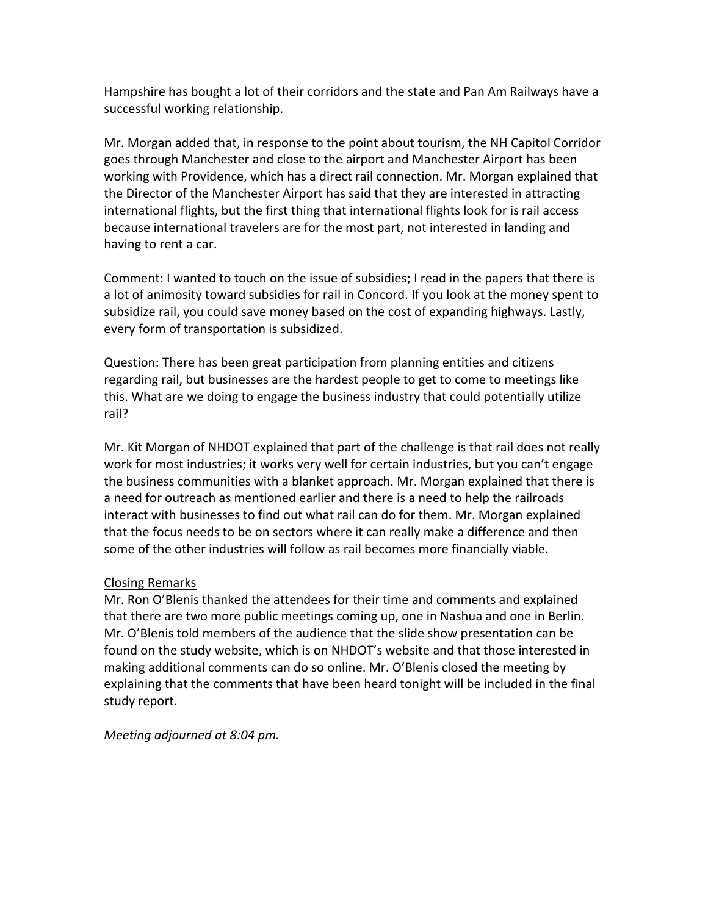Hampshire has bought a lot of their corridors and the state and Pan Am Railways have a successful working relationship.

Mr. Morgan added that, in response to the point about tourism, the NH Capitol Corridor goes through Manchester and close to the airport and Manchester Airport has been working with Providence, which has a direct rail connection. Mr. Morgan explained that the Director of the Manchester Airport has said that they are interested in attracting international flights, but the first thing that international flights look for is rail access because international travelers are for the most part, not interested in landing and having to rent a car.

Comment: I wanted to touch on the issue of subsidies; I read in the papers that there is a lot of animosity toward subsidies for rail in Concord. If you look at the money spent to subsidize rail, you could save money based on the cost of expanding highways. Lastly, every form of transportation is subsidized.

Question: There has been great participation from planning entities and citizens regarding rail, but businesses are the hardest people to get to come to meetings like this. What are we doing to engage the business industry that could potentially utilize rail?

Mr. Kit Morgan of NHDOT explained that part of the challenge is that rail does not really work for most industries; it works very well for certain industries, but you can't engage the business communities with a blanket approach. Mr. Morgan explained that there is a need for outreach as mentioned earlier and there is a need to help the railroads interact with businesses to find out what rail can do for them. Mr. Morgan explained that the focus needs to be on sectors where it can really make a difference and then some of the other industries will follow as rail becomes more financially viable.

Closing Remarks

Mr. Ron O'Blenis thanked the attendees for their time and comments and explained that there are two more public meetings coming up, one in Nashua and one in Berlin. Mr. O'Blenis told members of the audience that the slide show presentation can be found on the study website, which is on NHDOT's website and that those interested in making additional comments can do so online. Mr. O'Blenis closed the meeting by explaining that the comments that have been heard tonight will be included in the final study report.

*Meeting adjourned at 8:04 pm.*